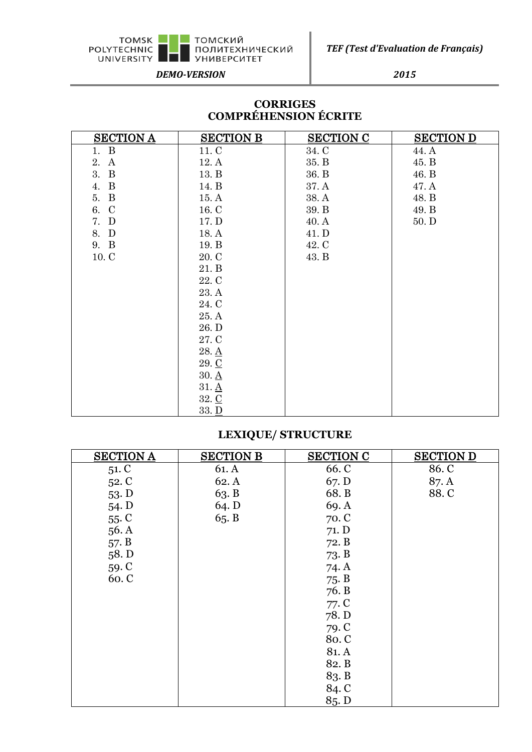# CORRIGES
## COMPRÉHENSION ÉCRITE

| SECTION A | SECTION B | SECTION C | SECTION D |
|---|---|---|---|
| 1. B | 11. C | 34. C | 44. A |
| 2. A | 12. A | 35. B | 45. B |
| 3. B | 13. B | 36. B | 46. B |
| 4. B | 14. B | 37. A | 47. A |
| 5. B | 15. A | 38. A | 48. B |
| 6. C | 16. C | 39. B | 49. B |
| 7. D | 17. D | 40. A | 50. D |
| 8. D | 18. A | 41. D | |
| 9. B | 19. B | 42. C | |
| 10. C | 20. C | 43. B | |
| | 21. B | | |
| | 22. C | | |
| | 23. A | | |
| | 24. C | | |
| | 25. A | | |
| | 26. D | | |
| | 27. C | | |
| | 28. A | | |
| | 29. C | | |
| | 30. A | | |
| | 31. A | | |
| | 32. C | | |
| | 33. D | | |

## LEXIQUE/ STRUCTURE

| SECTION A | SECTION B | SECTION C | SECTION D |
|---|---|---|---|
| 51. C | 61. A | 66. C | 86. C |
| 52. C | 62. A | 67. D | 87. A |
| 53. D | 63. B | 68. B | 88. C |
| 54. D | 64. D | 69. A | |
| 55. C | 65. B | 70. C | |
| 56. A | | 71. D | |
| 57. B | | 72. B | |
| 58. D | | 73. B | |
| 59. C | | 74. A | |
| 60. C | | 75. B | |
| | | 76. B | |
| | | 77. C | |
| | | 78. D | |
| | | 79. C | |
| | | 80. C | |
| | | 81. A | |
| | | 82. B | |
| | | 83. B | |
| | | 84. C | |
| | | 85. D | |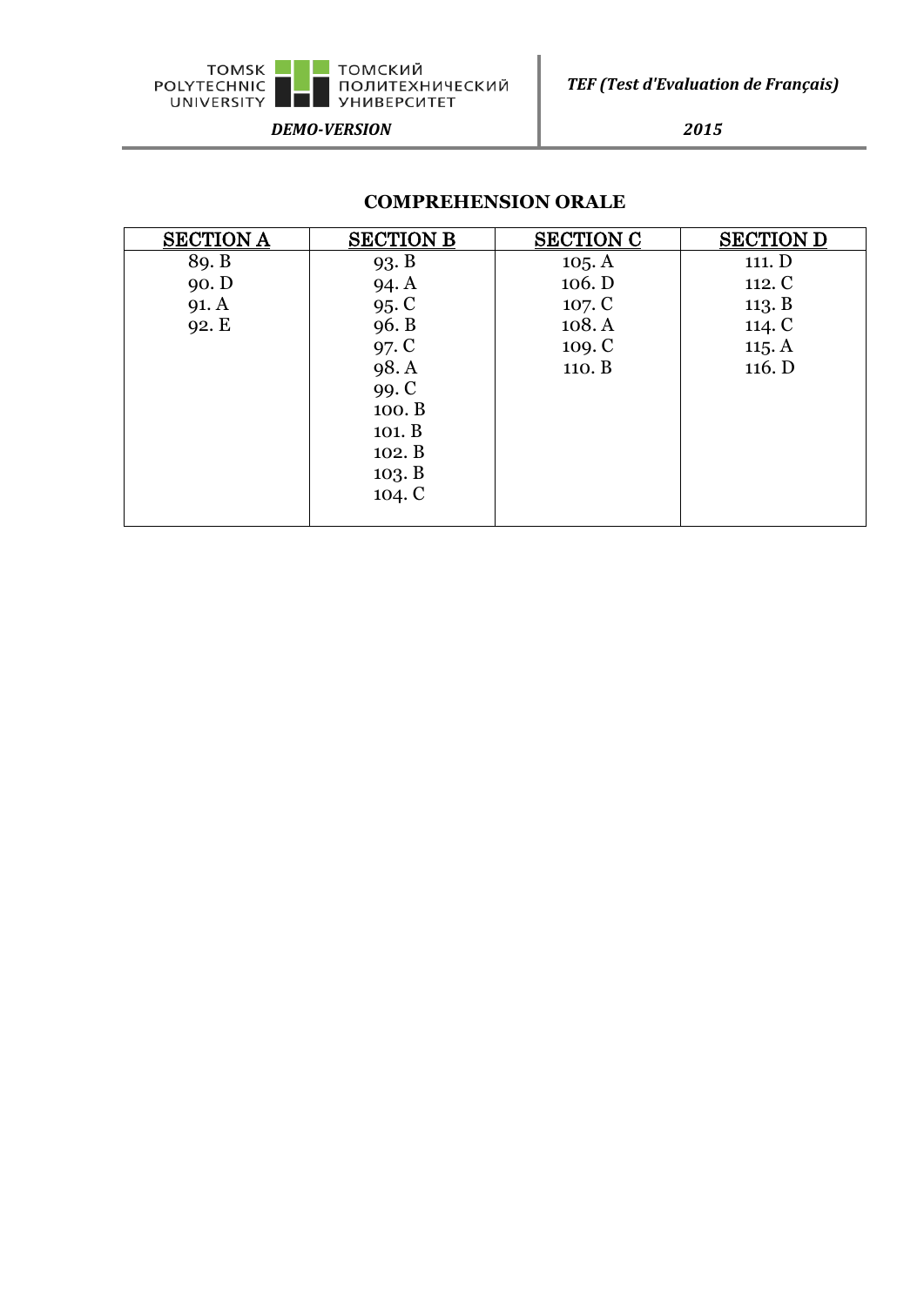## COMPREHENSION ORALE

| SECTION A | SECTION B | SECTION C | SECTION D |
|---|---|---|---|
| 89. B | 93. B | 105. A | 111. D |
| 90. D | 94. A | 106. D | 112. C |
| 91. A | 95. C | 107. C | 113. B |
| 92. E | 96. B | 108. A | 114. C |
| | 97. C | 109. C | 115. A |
| | 98. A | 110. B | 116. D |
| | 99. C | | |
| | 100. B | | |
| | 101. B | | |
| | 102. B | | |
| | 103. B | | |
| | 104. C | | |